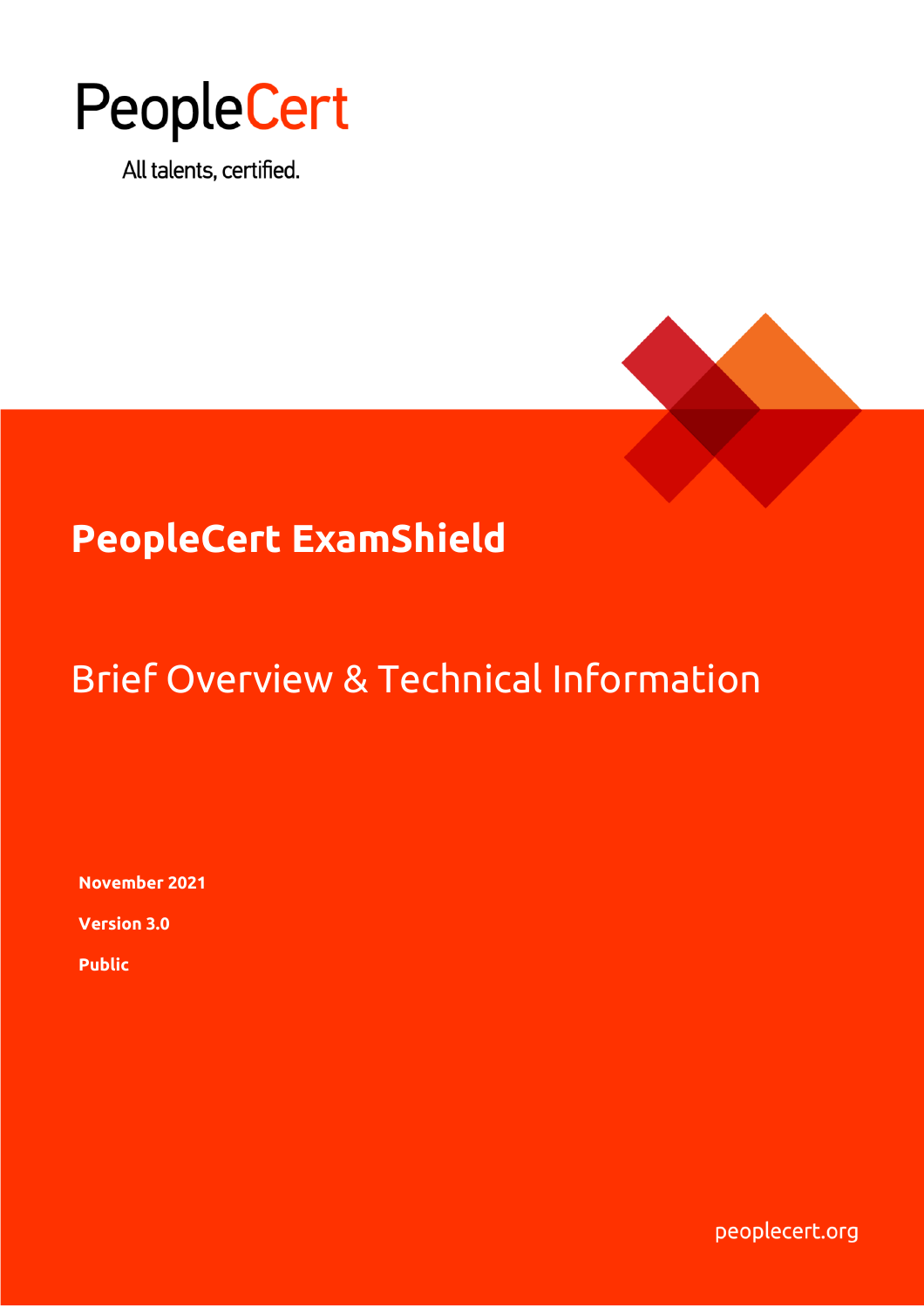PeopleCert

All talents, certified.

# PeopleCert ExamShield

## Brief Overview & Technical Information

**November 2021**

**Version 3.0**

**Public**

peoplecert.org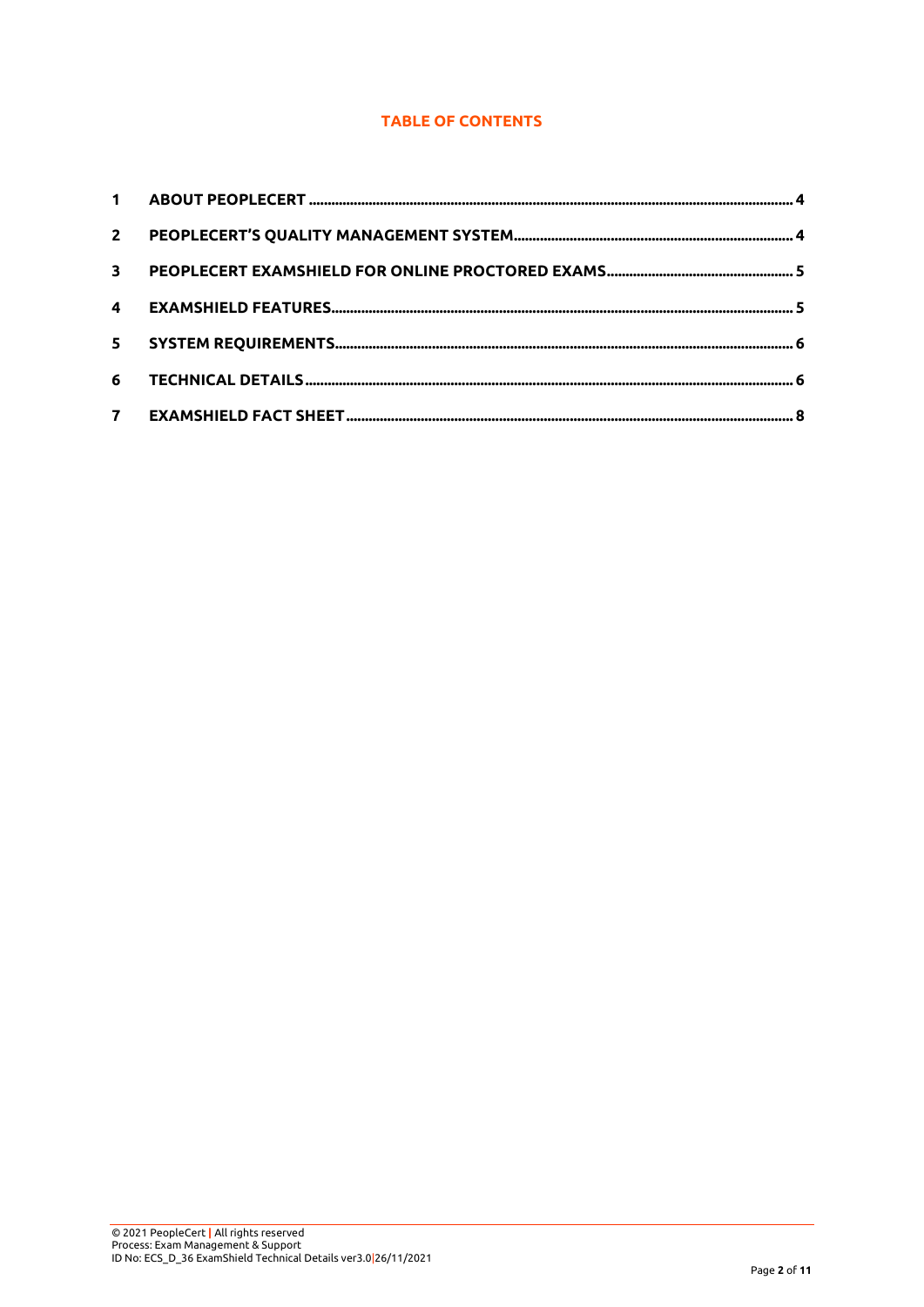**TABLE OF CONTENTS**

| | | |
|---|---|---|
| 1 | ABOUT PEOPLECERT | 4 |
| 2 | PEOPLECERT'S QUALITY MANAGEMENT SYSTEM | 4 |
| 3 | PEOPLECERT EXAMSHIELD FOR ONLINE PROCTORED EXAMS | 5 |
| 4 | EXAMSHIELD FEATURES | 5 |
| 5 | SYSTEM REQUIREMENTS | 6 |
| 6 | TECHNICAL DETAILS | 6 |
| 7 | EXAMSHIELD FACT SHEET | 8 |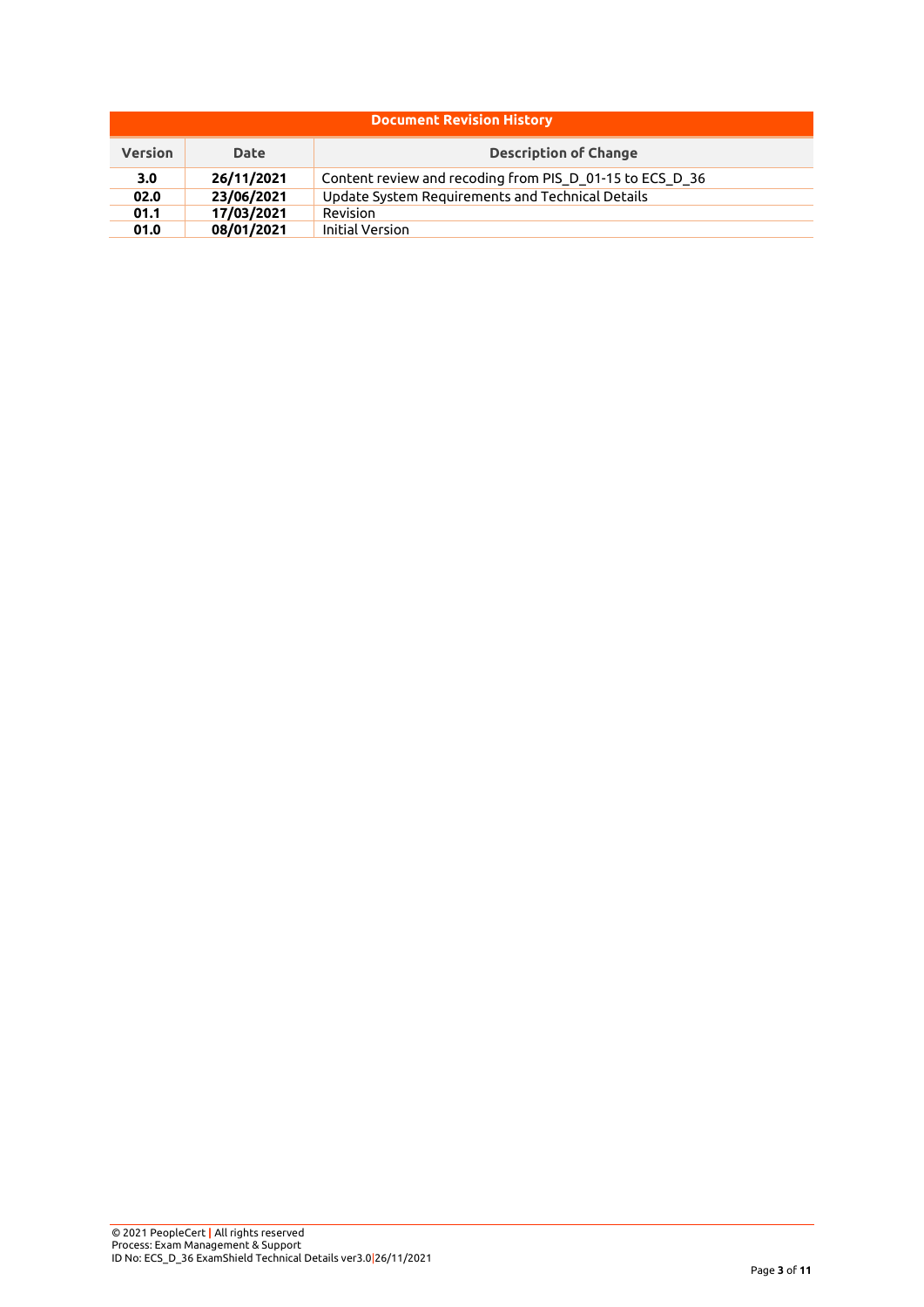| Document Revision History | | |
|---|---|---|
| **Version** | **Date** | **Description of Change** |
| **3.0** | **26/11/2021** | Content review and recoding from PIS_D_01-15 to ECS_D_36 |
| **02.0** | **23/06/2021** | Update System Requirements and Technical Details |
| **01.1** | **17/03/2021** | Revision |
| **01.0** | **08/01/2021** | Initial Version |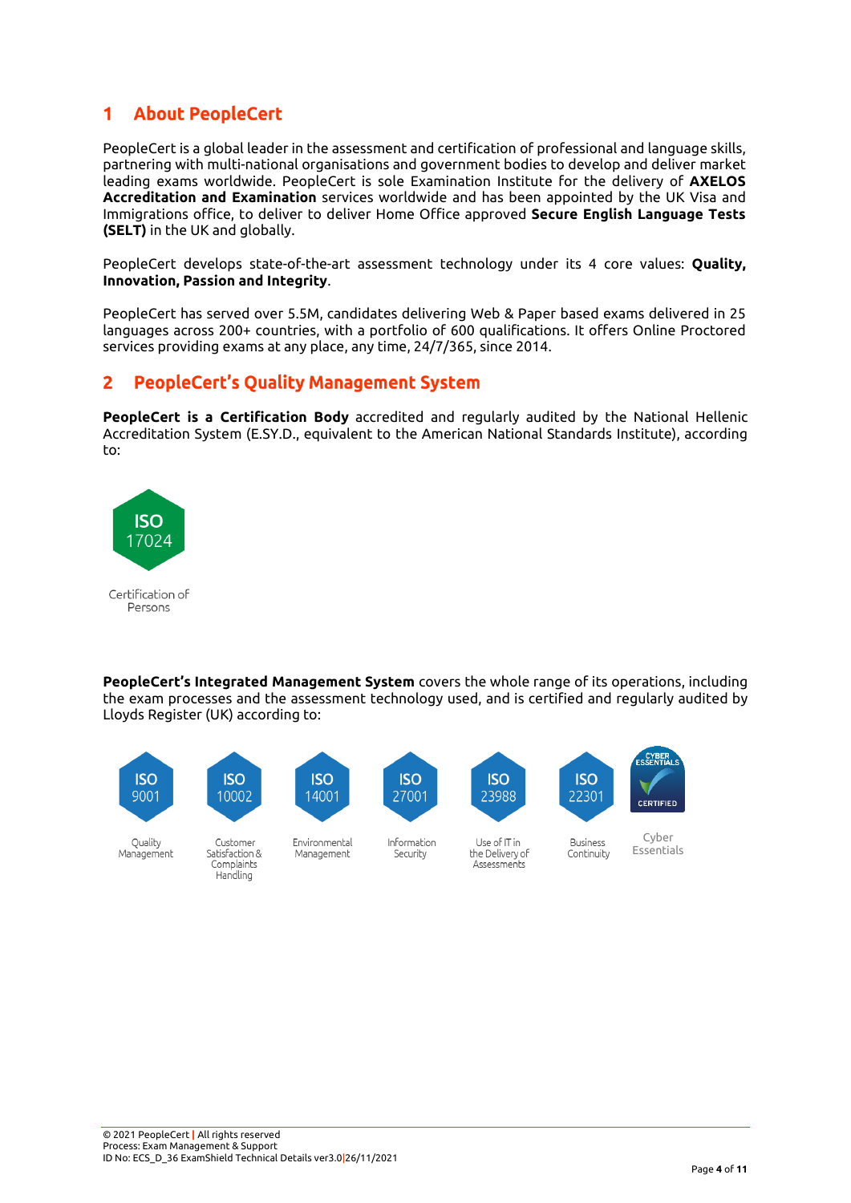# 1 About PeopleCert

PeopleCert is a global leader in the assessment and certification of professional and language skills, partnering with multi-national organisations and government bodies to develop and deliver market leading exams worldwide. PeopleCert is sole Examination Institute for the delivery of **AXELOS Accreditation and Examination** services worldwide and has been appointed by the UK Visa and Immigrations office, to deliver to deliver Home Office approved **Secure English Language Tests (SELT)** in the UK and globally.

PeopleCert develops state-of-the-art assessment technology under its 4 core values: **Quality, Innovation, Passion and Integrity**.

PeopleCert has served over 5.5M, candidates delivering Web & Paper based exams delivered in 25 languages across 200+ countries, with a portfolio of 600 qualifications. It offers Online Proctored services providing exams at any place, any time, 24/7/365, since 2014.

# 2 PeopleCert's Quality Management System

**PeopleCert is a Certification Body** accredited and regularly audited by the National Hellenic Accreditation System (E.SY.D., equivalent to the American National Standards Institute), according to:

ISO 17024

Certification of Persons

**PeopleCert's Integrated Management System** covers the whole range of its operations, including the exam processes and the assessment technology used, and is certified and regularly audited by Lloyds Register (UK) according to:

- ISO 9001 – Quality Management
- ISO 10002 – Customer Satisfaction & Complaints Handling
- ISO 14001 – Environmental Management
- ISO 27001 – Information Security
- ISO 23988 – Use of IT in the Delivery of Assessments
- ISO 22301 – Business Continuity
- Cyber Essentials Certified – Cyber Essentials

© 2021 PeopleCert | All rights reserved
Process: Exam Management & Support
ID No: ECS_D_36 ExamShield Technical Details ver3.0|26/11/2021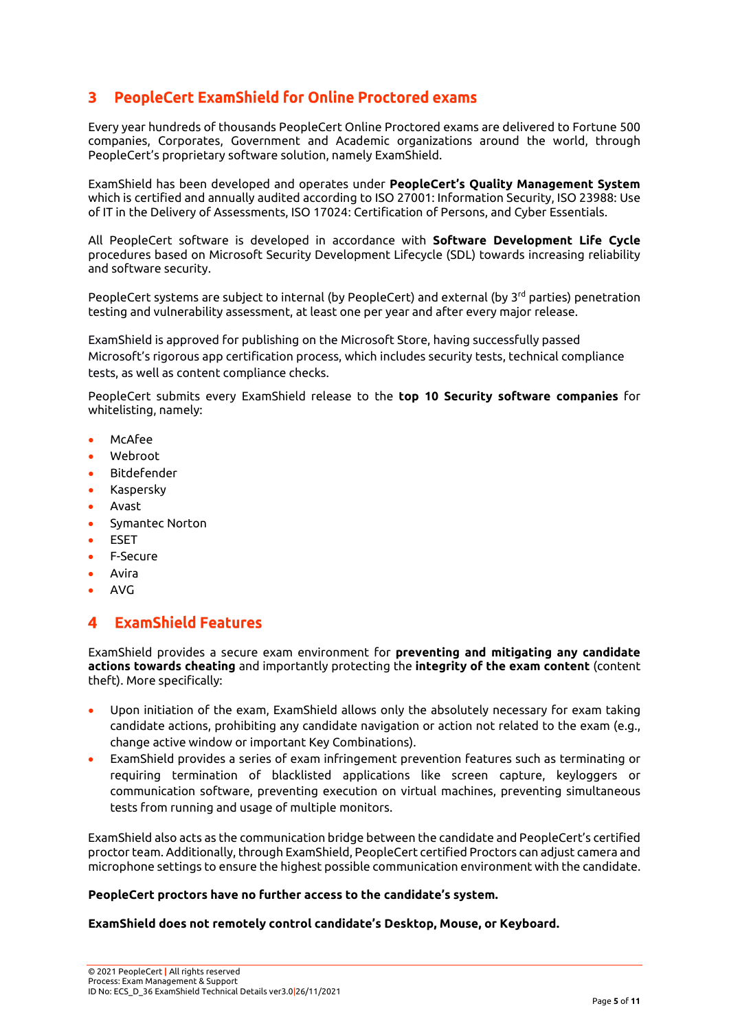## 3 PeopleCert ExamShield for Online Proctored exams

Every year hundreds of thousands PeopleCert Online Proctored exams are delivered to Fortune 500 companies, Corporates, Government and Academic organizations around the world, through PeopleCert's proprietary software solution, namely ExamShield.

ExamShield has been developed and operates under **PeopleCert's Quality Management System** which is certified and annually audited according to ISO 27001: Information Security, ISO 23988: Use of IT in the Delivery of Assessments, ISO 17024: Certification of Persons, and Cyber Essentials.

All PeopleCert software is developed in accordance with **Software Development Life Cycle** procedures based on Microsoft Security Development Lifecycle (SDL) towards increasing reliability and software security.

PeopleCert systems are subject to internal (by PeopleCert) and external (by 3rd parties) penetration testing and vulnerability assessment, at least one per year and after every major release.

ExamShield is approved for publishing on the Microsoft Store, having successfully passed Microsoft's rigorous app certification process, which includes security tests, technical compliance tests, as well as content compliance checks.

PeopleCert submits every ExamShield release to the **top 10 Security software companies** for whitelisting, namely:

- McAfee
- Webroot
- Bitdefender
- Kaspersky
- Avast
- Symantec Norton
- ESET
- F-Secure
- Avira
- AVG

## 4 ExamShield Features

ExamShield provides a secure exam environment for **preventing and mitigating any candidate actions towards cheating** and importantly protecting the **integrity of the exam content** (content theft). More specifically:

- Upon initiation of the exam, ExamShield allows only the absolutely necessary for exam taking candidate actions, prohibiting any candidate navigation or action not related to the exam (e.g., change active window or important Key Combinations).
- ExamShield provides a series of exam infringement prevention features such as terminating or requiring termination of blacklisted applications like screen capture, keyloggers or communication software, preventing execution on virtual machines, preventing simultaneous tests from running and usage of multiple monitors.

ExamShield also acts as the communication bridge between the candidate and PeopleCert's certified proctor team. Additionally, through ExamShield, PeopleCert certified Proctors can adjust camera and microphone settings to ensure the highest possible communication environment with the candidate.

**PeopleCert proctors have no further access to the candidate's system.**

**ExamShield does not remotely control candidate's Desktop, Mouse, or Keyboard.**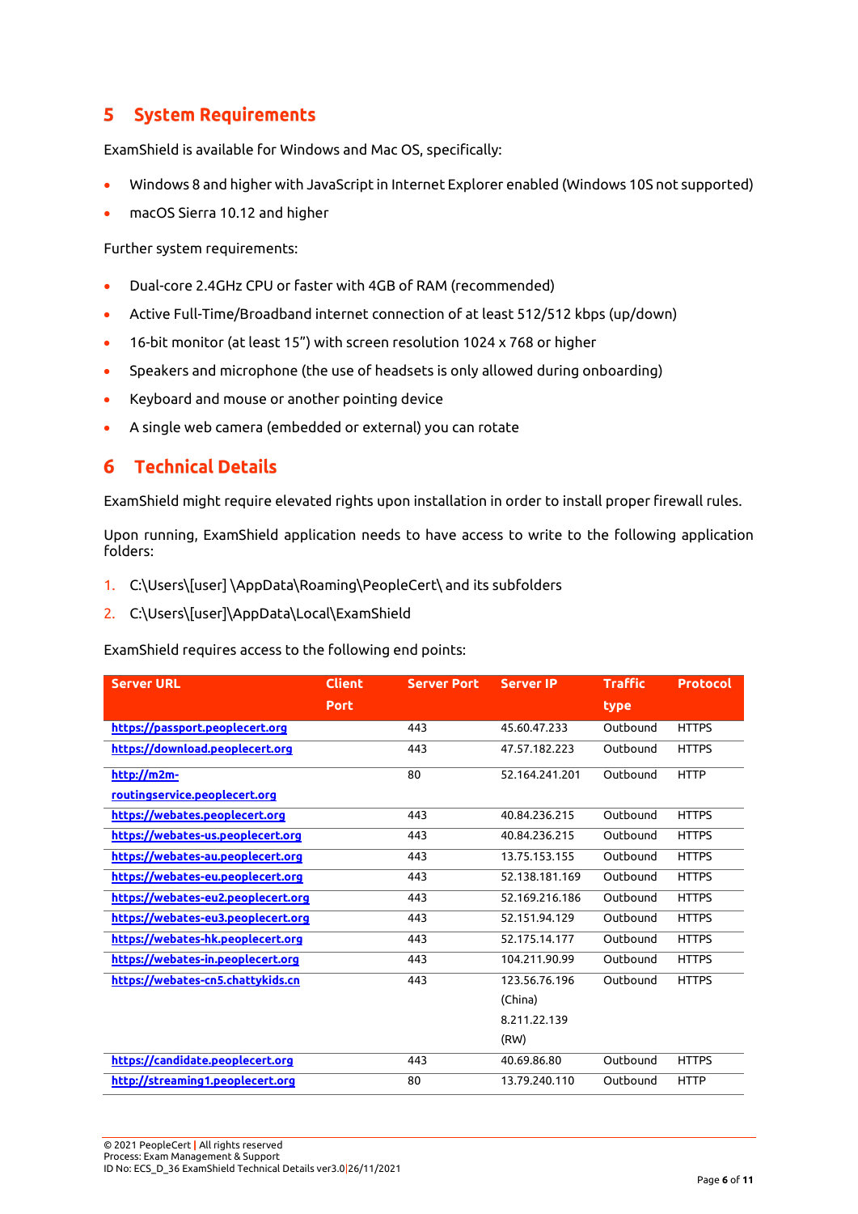# 5 System Requirements

ExamShield is available for Windows and Mac OS, specifically:

- Windows 8 and higher with JavaScript in Internet Explorer enabled (Windows 10S not supported)
- macOS Sierra 10.12 and higher

Further system requirements:

- Dual-core 2.4GHz CPU or faster with 4GB of RAM (recommended)
- Active Full-Time/Broadband internet connection of at least 512/512 kbps (up/down)
- 16-bit monitor (at least 15") with screen resolution 1024 x 768 or higher
- Speakers and microphone (the use of headsets is only allowed during onboarding)
- Keyboard and mouse or another pointing device
- A single web camera (embedded or external) you can rotate

# 6 Technical Details

ExamShield might require elevated rights upon installation in order to install proper firewall rules.

Upon running, ExamShield application needs to have access to write to the following application folders:

1. C:\Users\[user] \AppData\Roaming\PeopleCert\ and its subfolders
2. C:\Users\[user]\AppData\Local\ExamShield

ExamShield requires access to the following end points:

| Server URL | Client Port | Server Port | Server IP | Traffic type | Protocol |
|---|---|---|---|---|---|
| https://passport.peoplecert.org | | 443 | 45.60.47.233 | Outbound | HTTPS |
| https://download.peoplecert.org | | 443 | 47.57.182.223 | Outbound | HTTPS |
| http://m2m-routingservice.peoplecert.org | | 80 | 52.164.241.201 | Outbound | HTTP |
| https://webates.peoplecert.org | | 443 | 40.84.236.215 | Outbound | HTTPS |
| https://webates-us.peoplecert.org | | 443 | 40.84.236.215 | Outbound | HTTPS |
| https://webates-au.peoplecert.org | | 443 | 13.75.153.155 | Outbound | HTTPS |
| https://webates-eu.peoplecert.org | | 443 | 52.138.181.169 | Outbound | HTTPS |
| https://webates-eu2.peoplecert.org | | 443 | 52.169.216.186 | Outbound | HTTPS |
| https://webates-eu3.peoplecert.org | | 443 | 52.151.94.129 | Outbound | HTTPS |
| https://webates-hk.peoplecert.org | | 443 | 52.175.14.177 | Outbound | HTTPS |
| https://webates-in.peoplecert.org | | 443 | 104.211.90.99 | Outbound | HTTPS |
| https://webates-cn5.chattykids.cn | | 443 | 123.56.76.196 (China) 8.211.22.139 (RW) | Outbound | HTTPS |
| https://candidate.peoplecert.org | | 443 | 40.69.86.80 | Outbound | HTTPS |
| http://streaming1.peoplecert.org | | 80 | 13.79.240.110 | Outbound | HTTP |

© 2021 PeopleCert | All rights reserved
Process: Exam Management & Support
ID No: ECS_D_36 ExamShield Technical Details ver3.0|26/11/2021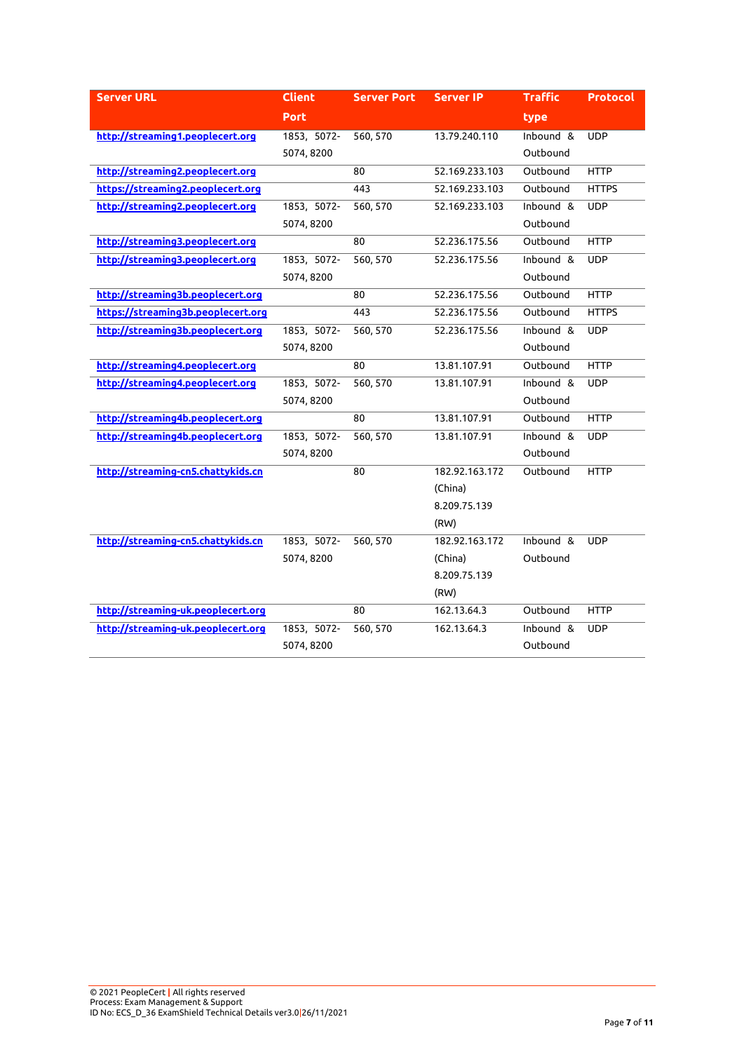| Server URL | Client Port | Server Port | Server IP | Traffic type | Protocol |
|---|---|---|---|---|---|
| http://streaming1.peoplecert.org | 1853, 5072-5074, 8200 | 560, 570 | 13.79.240.110 | Inbound & Outbound | UDP |
| http://streaming2.peoplecert.org | | 80 | 52.169.233.103 | Outbound | HTTP |
| https://streaming2.peoplecert.org | | 443 | 52.169.233.103 | Outbound | HTTPS |
| http://streaming2.peoplecert.org | 1853, 5072-5074, 8200 | 560, 570 | 52.169.233.103 | Inbound & Outbound | UDP |
| http://streaming3.peoplecert.org | | 80 | 52.236.175.56 | Outbound | HTTP |
| http://streaming3.peoplecert.org | 1853, 5072-5074, 8200 | 560, 570 | 52.236.175.56 | Inbound & Outbound | UDP |
| http://streaming3b.peoplecert.org | | 80 | 52.236.175.56 | Outbound | HTTP |
| https://streaming3b.peoplecert.org | | 443 | 52.236.175.56 | Outbound | HTTPS |
| http://streaming3b.peoplecert.org | 1853, 5072-5074, 8200 | 560, 570 | 52.236.175.56 | Inbound & Outbound | UDP |
| http://streaming4.peoplecert.org | | 80 | 13.81.107.91 | Outbound | HTTP |
| http://streaming4.peoplecert.org | 1853, 5072-5074, 8200 | 560, 570 | 13.81.107.91 | Inbound & Outbound | UDP |
| http://streaming4b.peoplecert.org | | 80 | 13.81.107.91 | Outbound | HTTP |
| http://streaming4b.peoplecert.org | 1853, 5072-5074, 8200 | 560, 570 | 13.81.107.91 | Inbound & Outbound | UDP |
| http://streaming-cn5.chattykids.cn | | 80 | 182.92.163.172 (China) 8.209.75.139 (RW) | Outbound | HTTP |
| http://streaming-cn5.chattykids.cn | 1853, 5072-5074, 8200 | 560, 570 | 182.92.163.172 (China) 8.209.75.139 (RW) | Inbound & Outbound | UDP |
| http://streaming-uk.peoplecert.org | | 80 | 162.13.64.3 | Outbound | HTTP |
| http://streaming-uk.peoplecert.org | 1853, 5072-5074, 8200 | 560, 570 | 162.13.64.3 | Inbound & Outbound | UDP |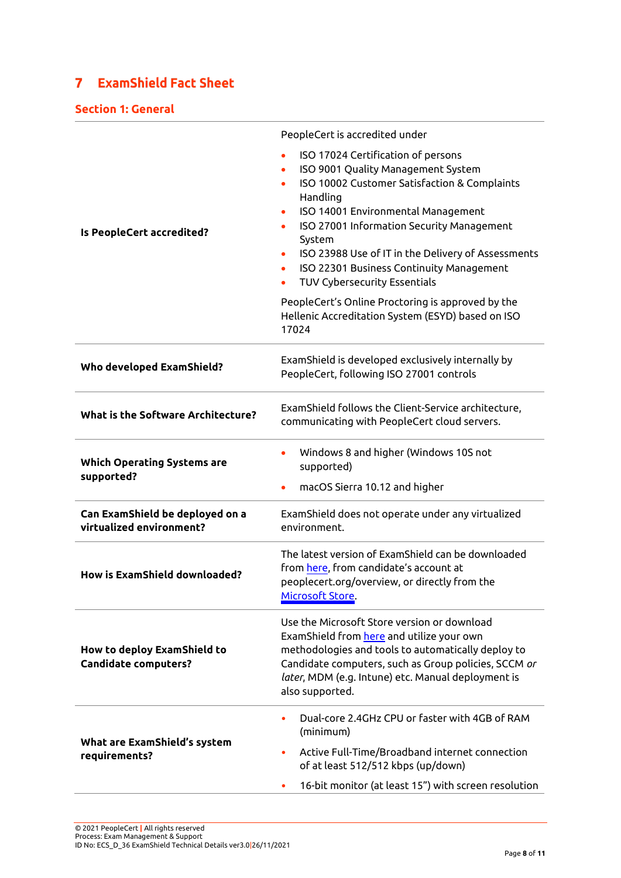# 7 ExamShield Fact Sheet

## Section 1: General

| | |
|---|---|
| **Is PeopleCert accredited?** | PeopleCert is accredited under<br>• ISO 17024 Certification of persons<br>• ISO 9001 Quality Management System<br>• ISO 10002 Customer Satisfaction & Complaints Handling<br>• ISO 14001 Environmental Management<br>• ISO 27001 Information Security Management System<br>• ISO 23988 Use of IT in the Delivery of Assessments<br>• ISO 22301 Business Continuity Management<br>• TUV Cybersecurity Essentials<br>PeopleCert's Online Proctoring is approved by the Hellenic Accreditation System (ESYD) based on ISO 17024 |
| **Who developed ExamShield?** | ExamShield is developed exclusively internally by PeopleCert, following ISO 27001 controls |
| **What is the Software Architecture?** | ExamShield follows the Client-Service architecture, communicating with PeopleCert cloud servers. |
| **Which Operating Systems are supported?** | • Windows 8 and higher (Windows 10S not supported)<br>• macOS Sierra 10.12 and higher |
| **Can ExamShield be deployed on a virtualized environment?** | ExamShield does not operate under any virtualized environment. |
| **How is ExamShield downloaded?** | The latest version of ExamShield can be downloaded from here, from candidate's account at peoplecert.org/overview, or directly from the Microsoft Store. |
| **How to deploy ExamShield to Candidate computers?** | Use the Microsoft Store version or download ExamShield from here and utilize your own methodologies and tools to automatically deploy to Candidate computers, such as Group policies, SCCM *or later*, MDM (e.g. Intune) etc. Manual deployment is also supported. |
| **What are ExamShield's system requirements?** | • Dual-core 2.4GHz CPU or faster with 4GB of RAM (minimum)<br>• Active Full-Time/Broadband internet connection of at least 512/512 kbps (up/down)<br>• 16-bit monitor (at least 15") with screen resolution |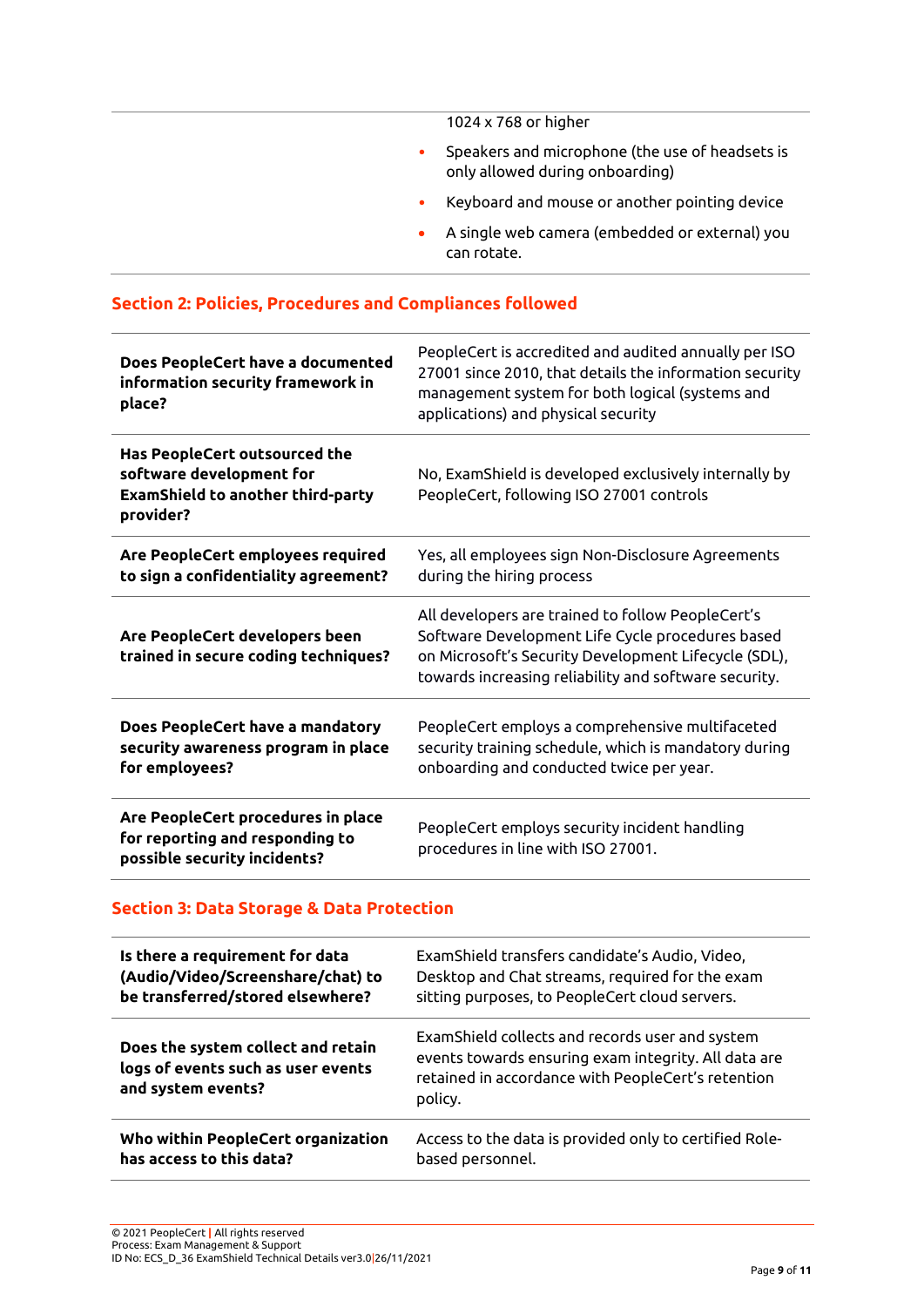| | 1024 x 768 or higher<br>• Speakers and microphone (the use of headsets is only allowed during onboarding)<br>• Keyboard and mouse or another pointing device<br>• A single web camera (embedded or external) you can rotate. |
|---|---|

## Section 2: Policies, Procedures and Compliances followed

| | |
|---|---|
| **Does PeopleCert have a documented information security framework in place?** | PeopleCert is accredited and audited annually per ISO 27001 since 2010, that details the information security management system for both logical (systems and applications) and physical security |
| **Has PeopleCert outsourced the software development for ExamShield to another third-party provider?** | No, ExamShield is developed exclusively internally by PeopleCert, following ISO 27001 controls |
| **Are PeopleCert employees required to sign a confidentiality agreement?** | Yes, all employees sign Non-Disclosure Agreements during the hiring process |
| **Are PeopleCert developers been trained in secure coding techniques?** | All developers are trained to follow PeopleCert's Software Development Life Cycle procedures based on Microsoft's Security Development Lifecycle (SDL), towards increasing reliability and software security. |
| **Does PeopleCert have a mandatory security awareness program in place for employees?** | PeopleCert employs a comprehensive multifaceted security training schedule, which is mandatory during onboarding and conducted twice per year. |
| **Are PeopleCert procedures in place for reporting and responding to possible security incidents?** | PeopleCert employs security incident handling procedures in line with ISO 27001. |

## Section 3: Data Storage & Data Protection

| | |
|---|---|
| **Is there a requirement for data (Audio/Video/Screenshare/chat) to be transferred/stored elsewhere?** | ExamShield transfers candidate's Audio, Video, Desktop and Chat streams, required for the exam sitting purposes, to PeopleCert cloud servers. |
| **Does the system collect and retain logs of events such as user events and system events?** | ExamShield collects and records user and system events towards ensuring exam integrity. All data are retained in accordance with PeopleCert's retention policy. |
| **Who within PeopleCert organization has access to this data?** | Access to the data is provided only to certified Role-based personnel. |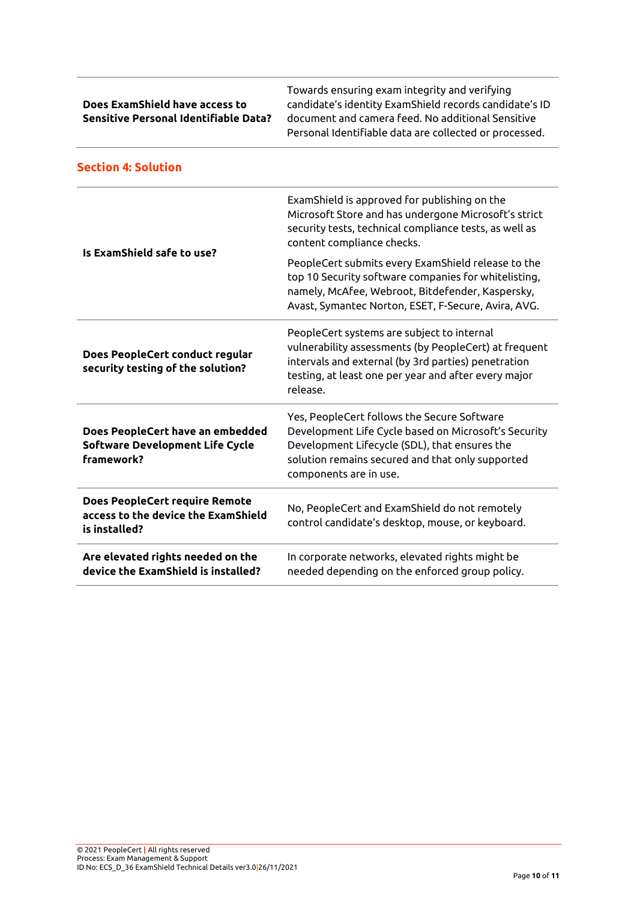| | |
|---|---|
| **Does ExamShield have access to Sensitive Personal Identifiable Data?** | Towards ensuring exam integrity and verifying candidate's identity ExamShield records candidate's ID document and camera feed. No additional Sensitive Personal Identifiable data are collected or processed. |

## Section 4: Solution

| | |
|---|---|
| **Is ExamShield safe to use?** | ExamShield is approved for publishing on the Microsoft Store and has undergone Microsoft's strict security tests, technical compliance tests, as well as content compliance checks.<br><br>PeopleCert submits every ExamShield release to the top 10 Security software companies for whitelisting, namely, McAfee, Webroot, Bitdefender, Kaspersky, Avast, Symantec Norton, ESET, F-Secure, Avira, AVG. |
| **Does PeopleCert conduct regular security testing of the solution?** | PeopleCert systems are subject to internal vulnerability assessments (by PeopleCert) at frequent intervals and external (by 3rd parties) penetration testing, at least one per year and after every major release. |
| **Does PeopleCert have an embedded Software Development Life Cycle framework?** | Yes, PeopleCert follows the Secure Software Development Life Cycle based on Microsoft's Security Development Lifecycle (SDL), that ensures the solution remains secured and that only supported components are in use. |
| **Does PeopleCert require Remote access to the device the ExamShield is installed?** | No, PeopleCert and ExamShield do not remotely control candidate's desktop, mouse, or keyboard. |
| **Are elevated rights needed on the device the ExamShield is installed?** | In corporate networks, elevated rights might be needed depending on the enforced group policy. |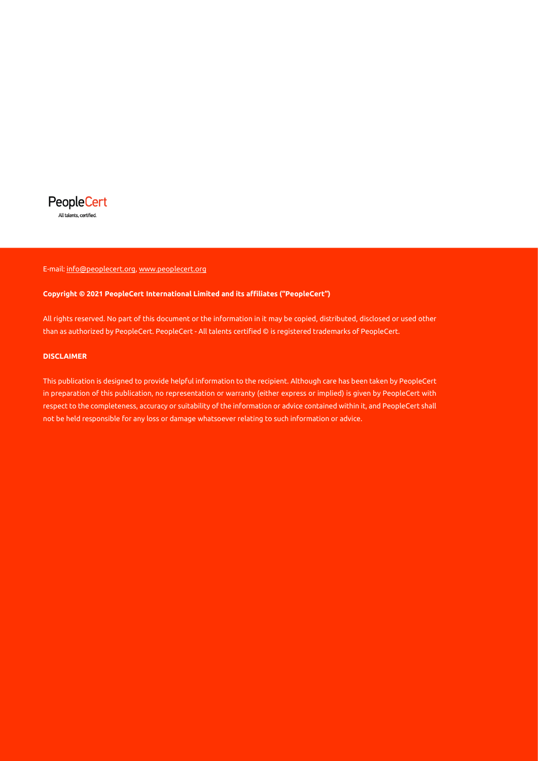PeopleCert
All talents, certified.

E-mail: info@peoplecert.org, www.peoplecert.org

**Copyright © 2021 PeopleCert International Limited and its affiliates ("PeopleCert")**

All rights reserved. No part of this document or the information in it may be copied, distributed, disclosed or used other than as authorized by PeopleCert. PeopleCert - All talents certified © is registered trademarks of PeopleCert.

**DISCLAIMER**

This publication is designed to provide helpful information to the recipient. Although care has been taken by PeopleCert in preparation of this publication, no representation or warranty (either express or implied) is given by PeopleCert with respect to the completeness, accuracy or suitability of the information or advice contained within it, and PeopleCert shall not be held responsible for any loss or damage whatsoever relating to such information or advice.